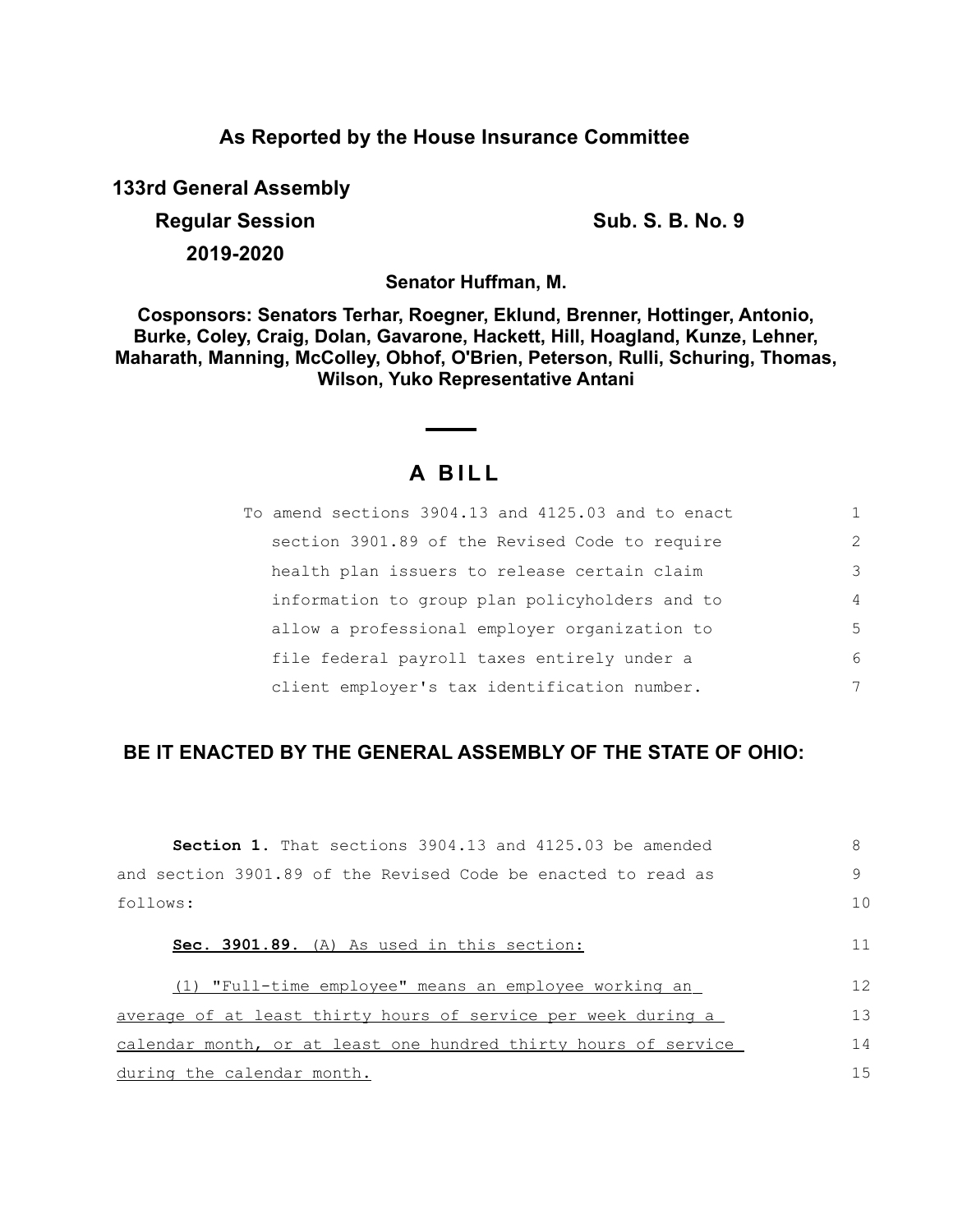**As Reported by the House Insurance Committee**

**133rd General Assembly**

**Regular Session** **Sub. S. B. No. 9**

**2019-2020**

**Senator Huffman, M.**

**Cosponsors: Senators Terhar, Roegner, Eklund, Brenner, Hottinger, Antonio, Burke, Coley, Craig, Dolan, Gavarone, Hackett, Hill, Hoagland, Kunze, Lehner, Maharath, Manning, McColley, Obhof, O'Brien, Peterson, Rulli, Schuring, Thomas, Wilson, Yuko Representative Antani**

# A BILL

To amend sections 3904.13 and 4125.03 and to enact section 3901.89 of the Revised Code to require health plan issuers to release certain claim information to group plan policyholders and to allow a professional employer organization to file federal payroll taxes entirely under a client employer's tax identification number.

**BE IT ENACTED BY THE GENERAL ASSEMBLY OF THE STATE OF OHIO:**

**Section 1.** That sections 3904.13 and 4125.03 be amended and section 3901.89 of the Revised Code be enacted to read as follows:

**Sec. 3901.89.** (A) As used in this section:

(1) "Full-time employee" means an employee working an average of at least thirty hours of service per week during a calendar month, or at least one hundred thirty hours of service during the calendar month.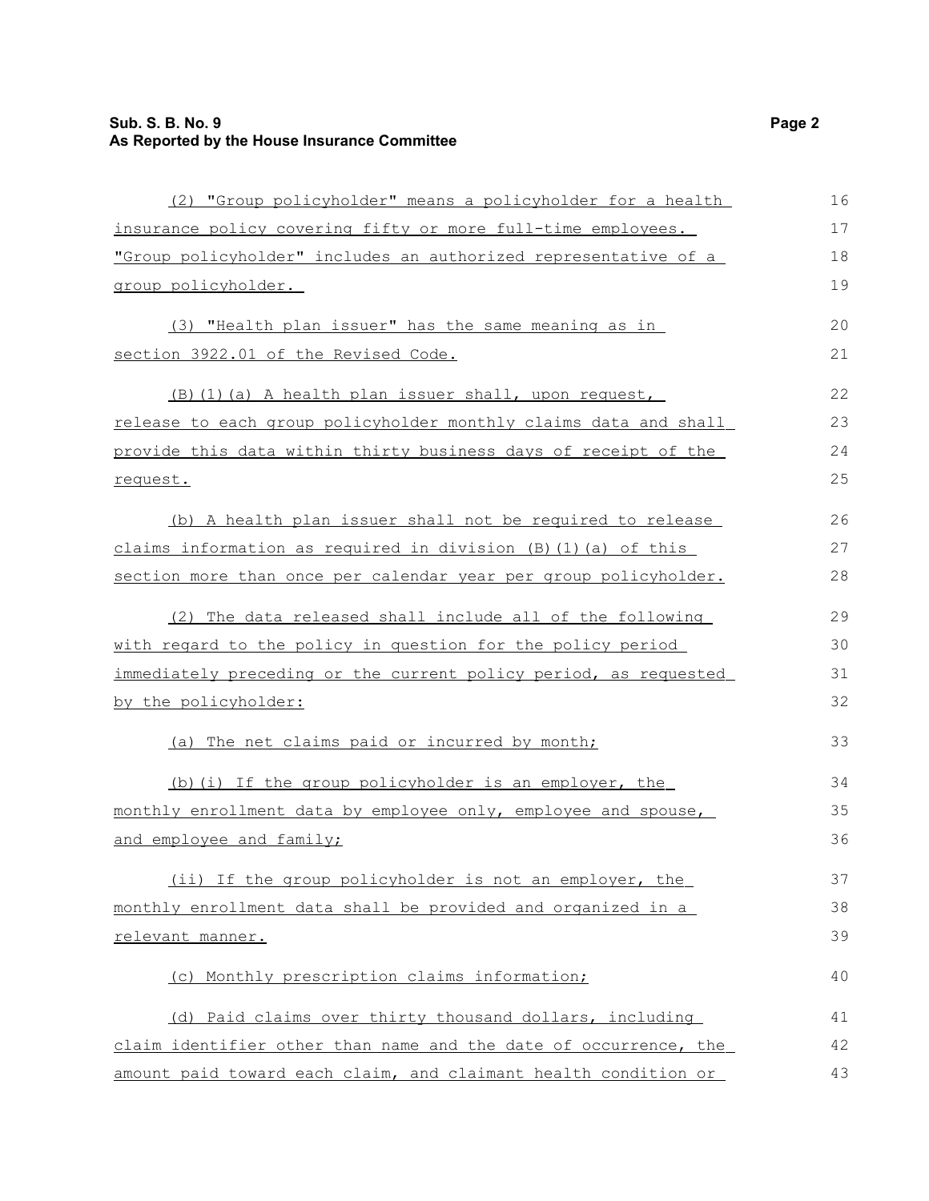(2) "Group policyholder" means a policyholder for a health insurance policy covering fifty or more full-time employees. "Group policyholder" includes an authorized representative of a group policyholder.

(3) "Health plan issuer" has the same meaning as in section 3922.01 of the Revised Code.

(B)(1)(a) A health plan issuer shall, upon request, release to each group policyholder monthly claims data and shall provide this data within thirty business days of receipt of the request.

(b) A health plan issuer shall not be required to release claims information as required in division (B)(1)(a) of this section more than once per calendar year per group policyholder.

(2) The data released shall include all of the following with regard to the policy in question for the policy period immediately preceding or the current policy period, as requested by the policyholder:

(a) The net claims paid or incurred by month;

(b)(i) If the group policyholder is an employer, the monthly enrollment data by employee only, employee and spouse, and employee and family;

(ii) If the group policyholder is not an employer, the monthly enrollment data shall be provided and organized in a relevant manner.

(c) Monthly prescription claims information;

(d) Paid claims over thirty thousand dollars, including claim identifier other than name and the date of occurrence, the amount paid toward each claim, and claimant health condition or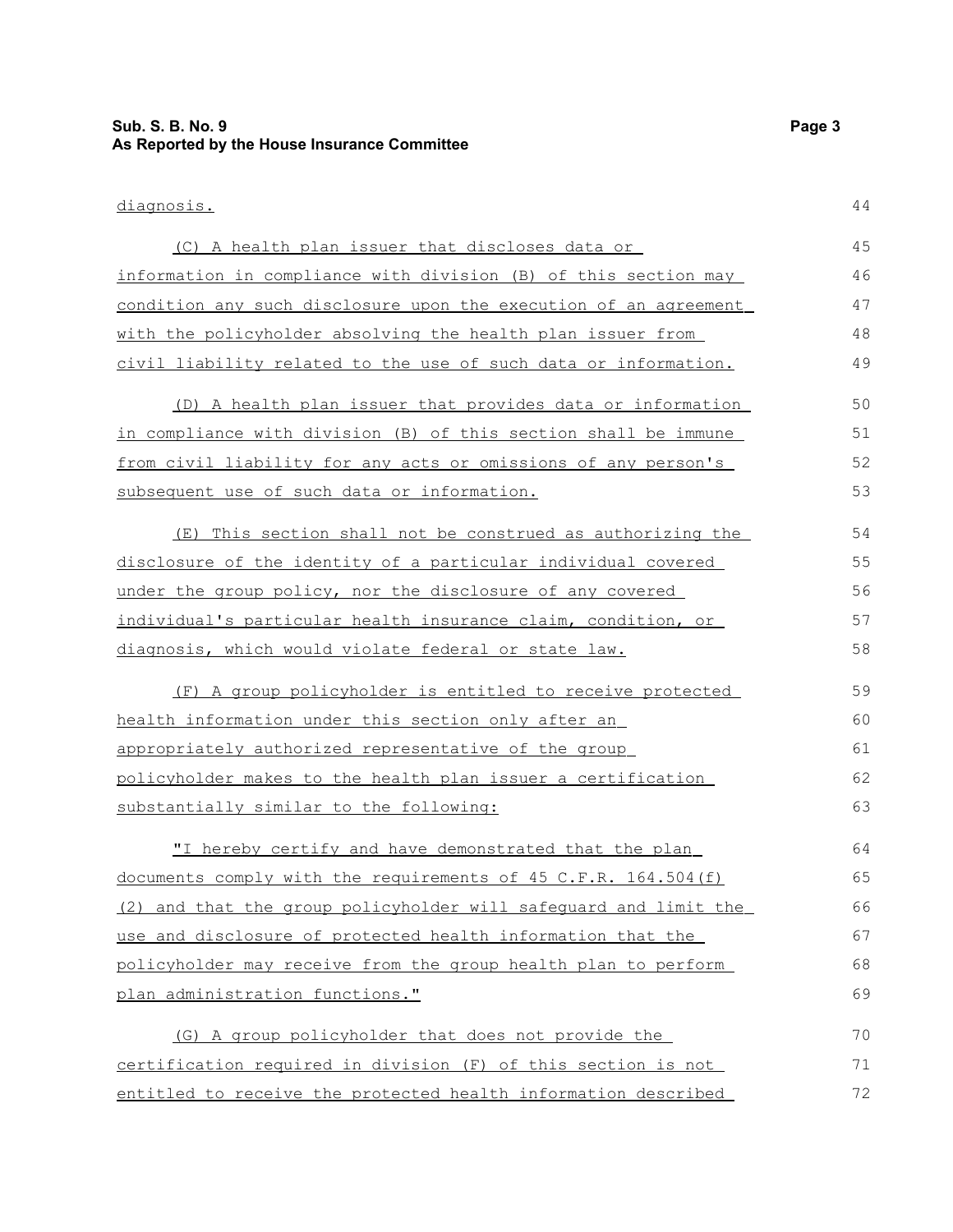diagnosis.

(C) A health plan issuer that discloses data or information in compliance with division (B) of this section may condition any such disclosure upon the execution of an agreement with the policyholder absolving the health plan issuer from civil liability related to the use of such data or information.

(D) A health plan issuer that provides data or information in compliance with division (B) of this section shall be immune from civil liability for any acts or omissions of any person's subsequent use of such data or information.

(E) This section shall not be construed as authorizing the disclosure of the identity of a particular individual covered under the group policy, nor the disclosure of any covered individual's particular health insurance claim, condition, or diagnosis, which would violate federal or state law.

(F) A group policyholder is entitled to receive protected health information under this section only after an appropriately authorized representative of the group policyholder makes to the health plan issuer a certification substantially similar to the following:

"I hereby certify and have demonstrated that the plan documents comply with the requirements of 45 C.F.R. 164.504(f)(2) and that the group policyholder will safeguard and limit the use and disclosure of protected health information that the policyholder may receive from the group health plan to perform plan administration functions."

(G) A group policyholder that does not provide the certification required in division (F) of this section is not entitled to receive the protected health information described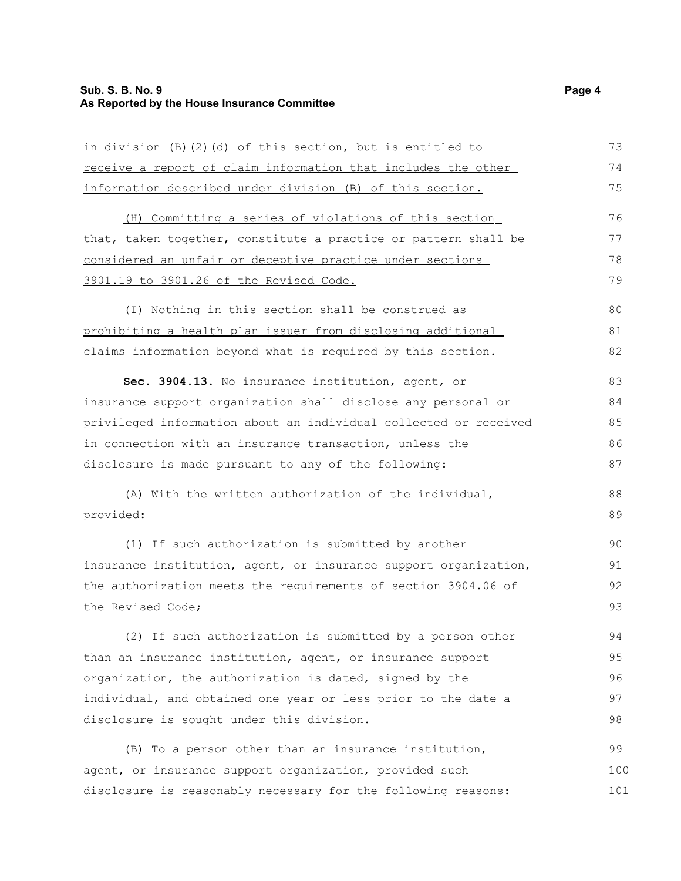in division (B)(2)(d) of this section, but is entitled to receive a report of claim information that includes the other information described under division (B) of this section.

(H) Committing a series of violations of this section that, taken together, constitute a practice or pattern shall be considered an unfair or deceptive practice under sections 3901.19 to 3901.26 of the Revised Code.

(I) Nothing in this section shall be construed as prohibiting a health plan issuer from disclosing additional claims information beyond what is required by this section.

**Sec. 3904.13.** No insurance institution, agent, or insurance support organization shall disclose any personal or privileged information about an individual collected or received in connection with an insurance transaction, unless the disclosure is made pursuant to any of the following:

(A) With the written authorization of the individual, provided:

(1) If such authorization is submitted by another insurance institution, agent, or insurance support organization, the authorization meets the requirements of section 3904.06 of the Revised Code;

(2) If such authorization is submitted by a person other than an insurance institution, agent, or insurance support organization, the authorization is dated, signed by the individual, and obtained one year or less prior to the date a disclosure is sought under this division.

(B) To a person other than an insurance institution, agent, or insurance support organization, provided such disclosure is reasonably necessary for the following reasons: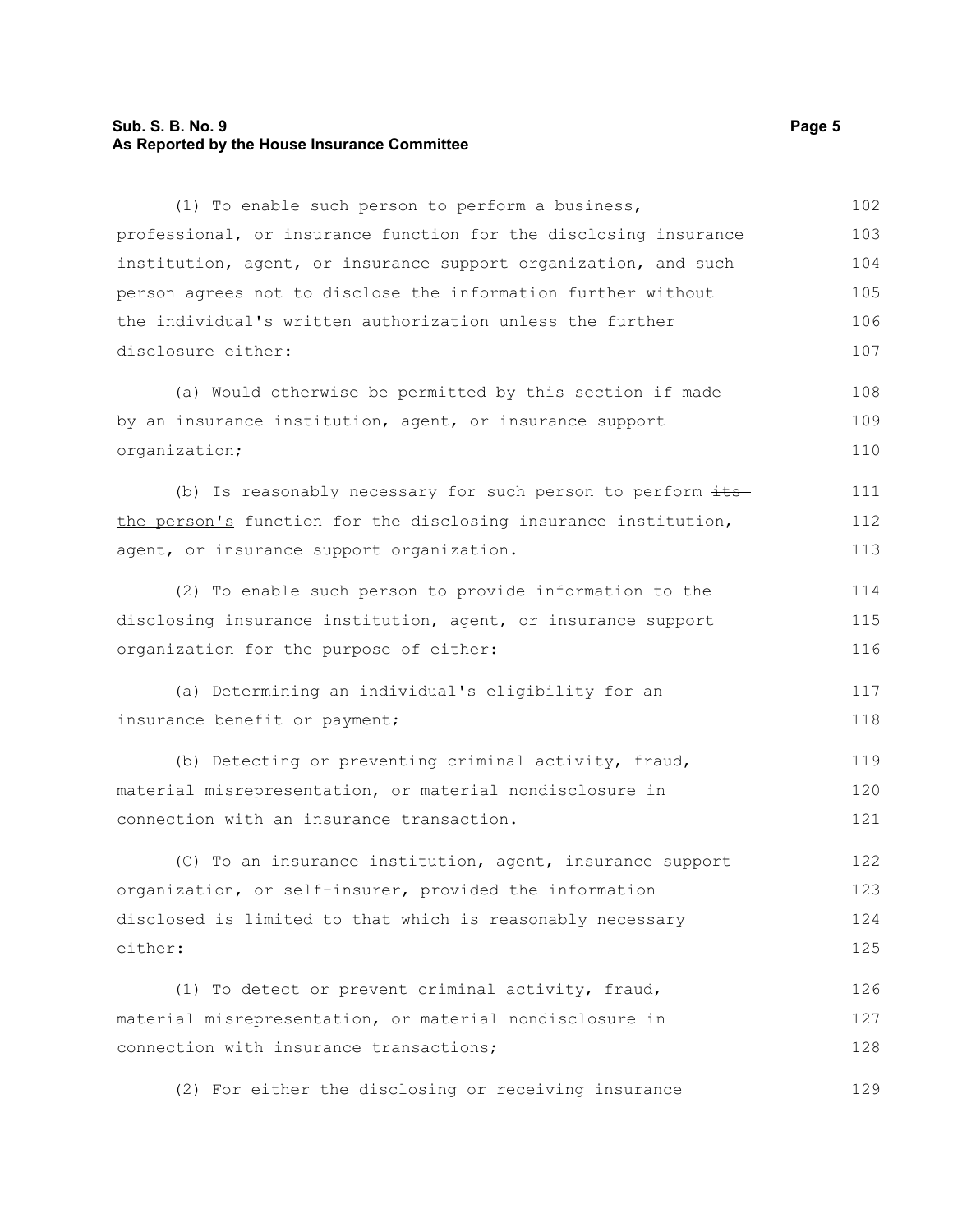(1) To enable such person to perform a business, professional, or insurance function for the disclosing insurance institution, agent, or insurance support organization, and such person agrees not to disclose the information further without the individual's written authorization unless the further disclosure either:

(a) Would otherwise be permitted by this section if made by an insurance institution, agent, or insurance support organization;

(b) Is reasonably necessary for such person to perform ~~its~~ the person's function for the disclosing insurance institution, agent, or insurance support organization.

(2) To enable such person to provide information to the disclosing insurance institution, agent, or insurance support organization for the purpose of either:

(a) Determining an individual's eligibility for an insurance benefit or payment;

(b) Detecting or preventing criminal activity, fraud, material misrepresentation, or material nondisclosure in connection with an insurance transaction.

(C) To an insurance institution, agent, insurance support organization, or self-insurer, provided the information disclosed is limited to that which is reasonably necessary either:

(1) To detect or prevent criminal activity, fraud, material misrepresentation, or material nondisclosure in connection with insurance transactions;

(2) For either the disclosing or receiving insurance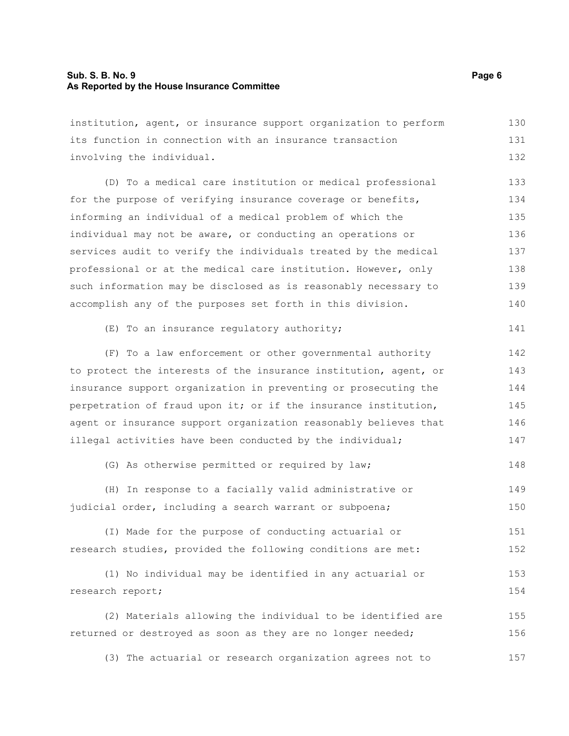institution, agent, or insurance support organization to perform its function in connection with an insurance transaction involving the individual.

(D) To a medical care institution or medical professional for the purpose of verifying insurance coverage or benefits, informing an individual of a medical problem of which the individual may not be aware, or conducting an operations or services audit to verify the individuals treated by the medical professional or at the medical care institution. However, only such information may be disclosed as is reasonably necessary to accomplish any of the purposes set forth in this division.

(E) To an insurance regulatory authority;

(F) To a law enforcement or other governmental authority to protect the interests of the insurance institution, agent, or insurance support organization in preventing or prosecuting the perpetration of fraud upon it; or if the insurance institution, agent or insurance support organization reasonably believes that illegal activities have been conducted by the individual;

(G) As otherwise permitted or required by law;

(H) In response to a facially valid administrative or judicial order, including a search warrant or subpoena;

(I) Made for the purpose of conducting actuarial or research studies, provided the following conditions are met:

(1) No individual may be identified in any actuarial or research report;

(2) Materials allowing the individual to be identified are returned or destroyed as soon as they are no longer needed;

(3) The actuarial or research organization agrees not to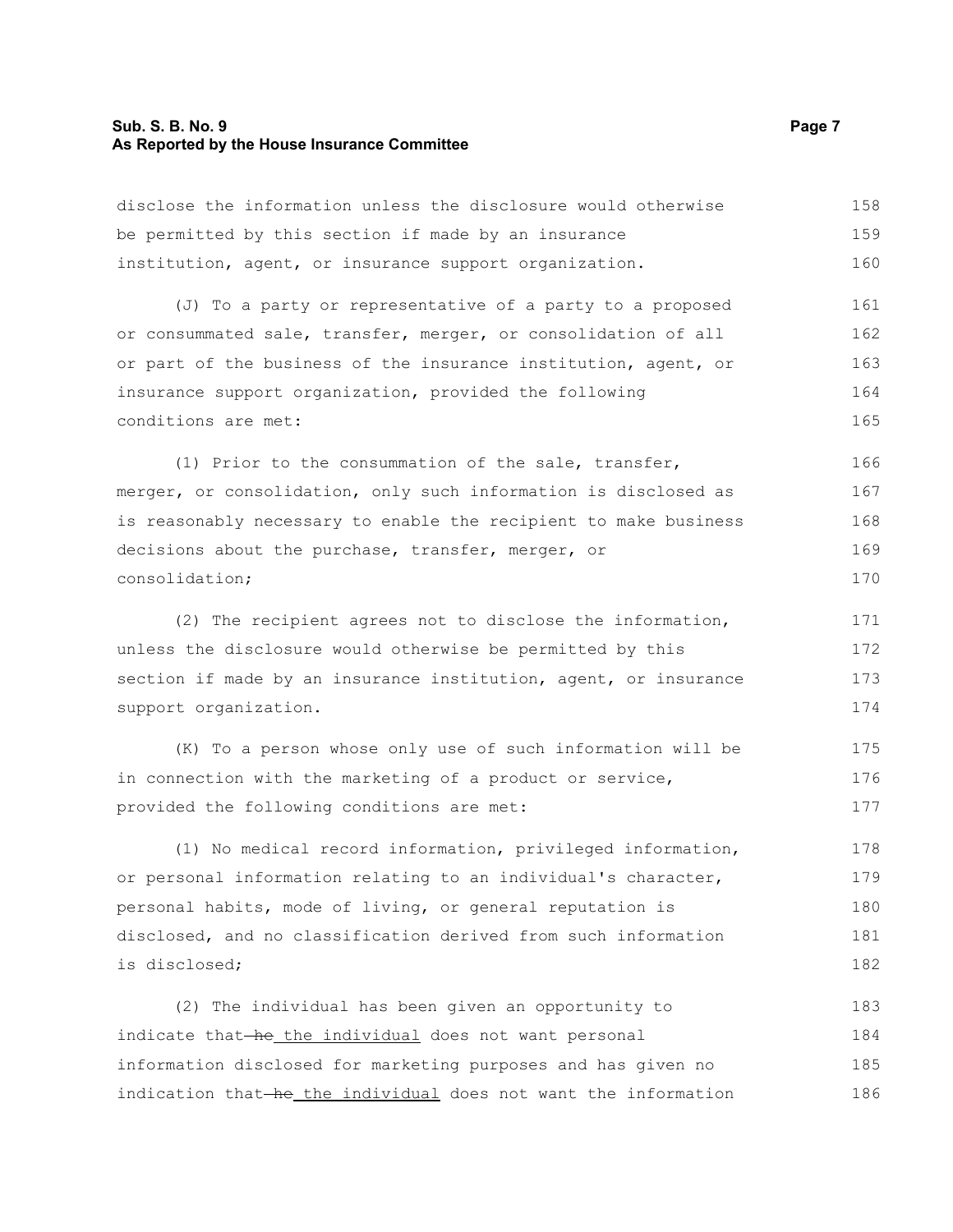disclose the information unless the disclosure would otherwise be permitted by this section if made by an insurance institution, agent, or insurance support organization.

(J) To a party or representative of a party to a proposed or consummated sale, transfer, merger, or consolidation of all or part of the business of the insurance institution, agent, or insurance support organization, provided the following conditions are met:

(1) Prior to the consummation of the sale, transfer, merger, or consolidation, only such information is disclosed as is reasonably necessary to enable the recipient to make business decisions about the purchase, transfer, merger, or consolidation;

(2) The recipient agrees not to disclose the information, unless the disclosure would otherwise be permitted by this section if made by an insurance institution, agent, or insurance support organization.

(K) To a person whose only use of such information will be in connection with the marketing of a product or service, provided the following conditions are met:

(1) No medical record information, privileged information, or personal information relating to an individual's character, personal habits, mode of living, or general reputation is disclosed, and no classification derived from such information is disclosed;

(2) The individual has been given an opportunity to indicate that ~~he~~ the individual does not want personal information disclosed for marketing purposes and has given no indication that ~~he~~ the individual does not want the information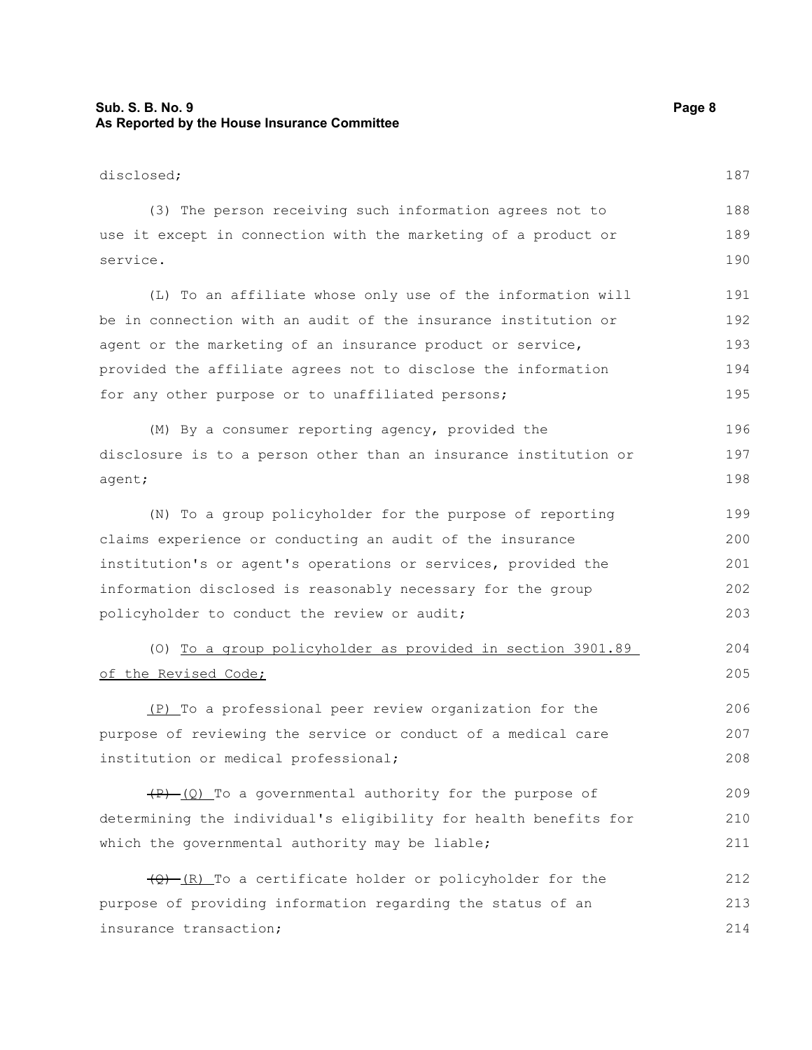disclosed;

(3) The person receiving such information agrees not to use it except in connection with the marketing of a product or service.

(L) To an affiliate whose only use of the information will be in connection with an audit of the insurance institution or agent or the marketing of an insurance product or service, provided the affiliate agrees not to disclose the information for any other purpose or to unaffiliated persons;

(M) By a consumer reporting agency, provided the disclosure is to a person other than an insurance institution or agent;

(N) To a group policyholder for the purpose of reporting claims experience or conducting an audit of the insurance institution's or agent's operations or services, provided the information disclosed is reasonably necessary for the group policyholder to conduct the review or audit;

(O) <u>To a group policyholder as provided in section 3901.89 of the Revised Code;</u>

<u>(P)</u> To a professional peer review organization for the purpose of reviewing the service or conduct of a medical care institution or medical professional;

~~(P)~~ <u>(Q)</u> To a governmental authority for the purpose of determining the individual's eligibility for health benefits for which the governmental authority may be liable;

~~(Q)~~ <u>(R)</u> To a certificate holder or policyholder for the purpose of providing information regarding the status of an insurance transaction;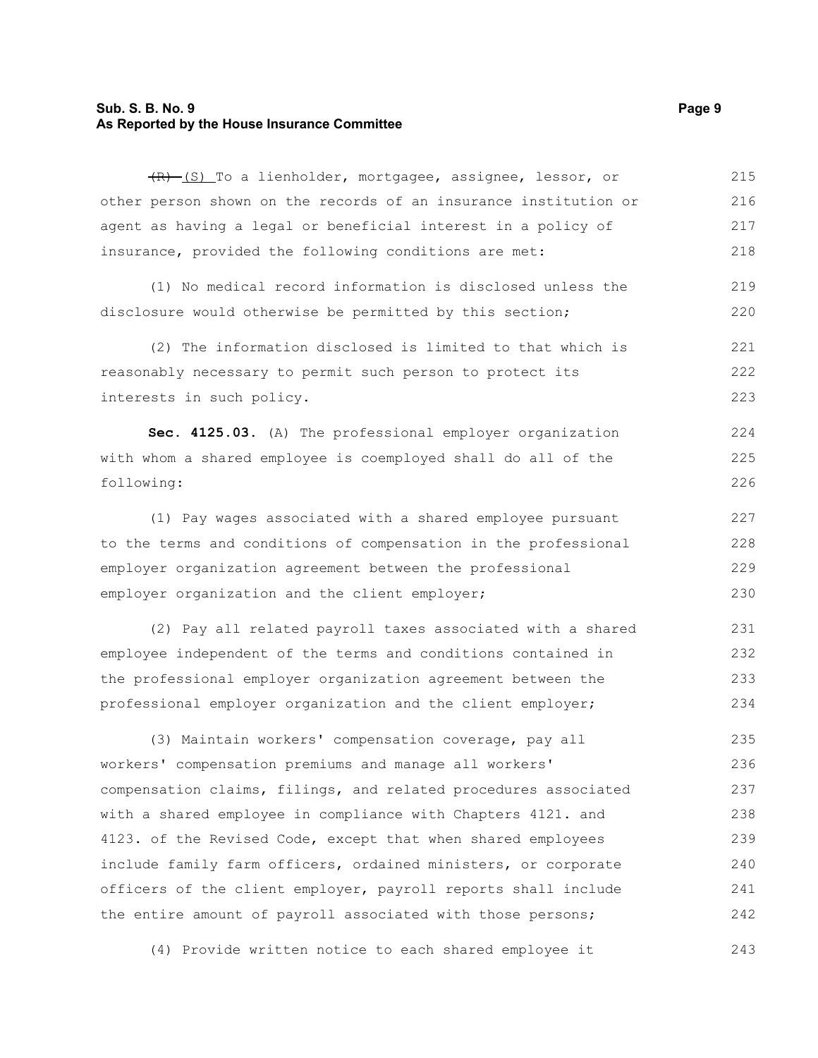~~(R)~~ (S) To a lienholder, mortgagee, assignee, lessor, or other person shown on the records of an insurance institution or agent as having a legal or beneficial interest in a policy of insurance, provided the following conditions are met:

(1) No medical record information is disclosed unless the disclosure would otherwise be permitted by this section;

(2) The information disclosed is limited to that which is reasonably necessary to permit such person to protect its interests in such policy.

**Sec. 4125.03.** (A) The professional employer organization with whom a shared employee is coemployed shall do all of the following:

(1) Pay wages associated with a shared employee pursuant to the terms and conditions of compensation in the professional employer organization agreement between the professional employer organization and the client employer;

(2) Pay all related payroll taxes associated with a shared employee independent of the terms and conditions contained in the professional employer organization agreement between the professional employer organization and the client employer;

(3) Maintain workers' compensation coverage, pay all workers' compensation premiums and manage all workers' compensation claims, filings, and related procedures associated with a shared employee in compliance with Chapters 4121. and 4123. of the Revised Code, except that when shared employees include family farm officers, ordained ministers, or corporate officers of the client employer, payroll reports shall include the entire amount of payroll associated with those persons;

(4) Provide written notice to each shared employee it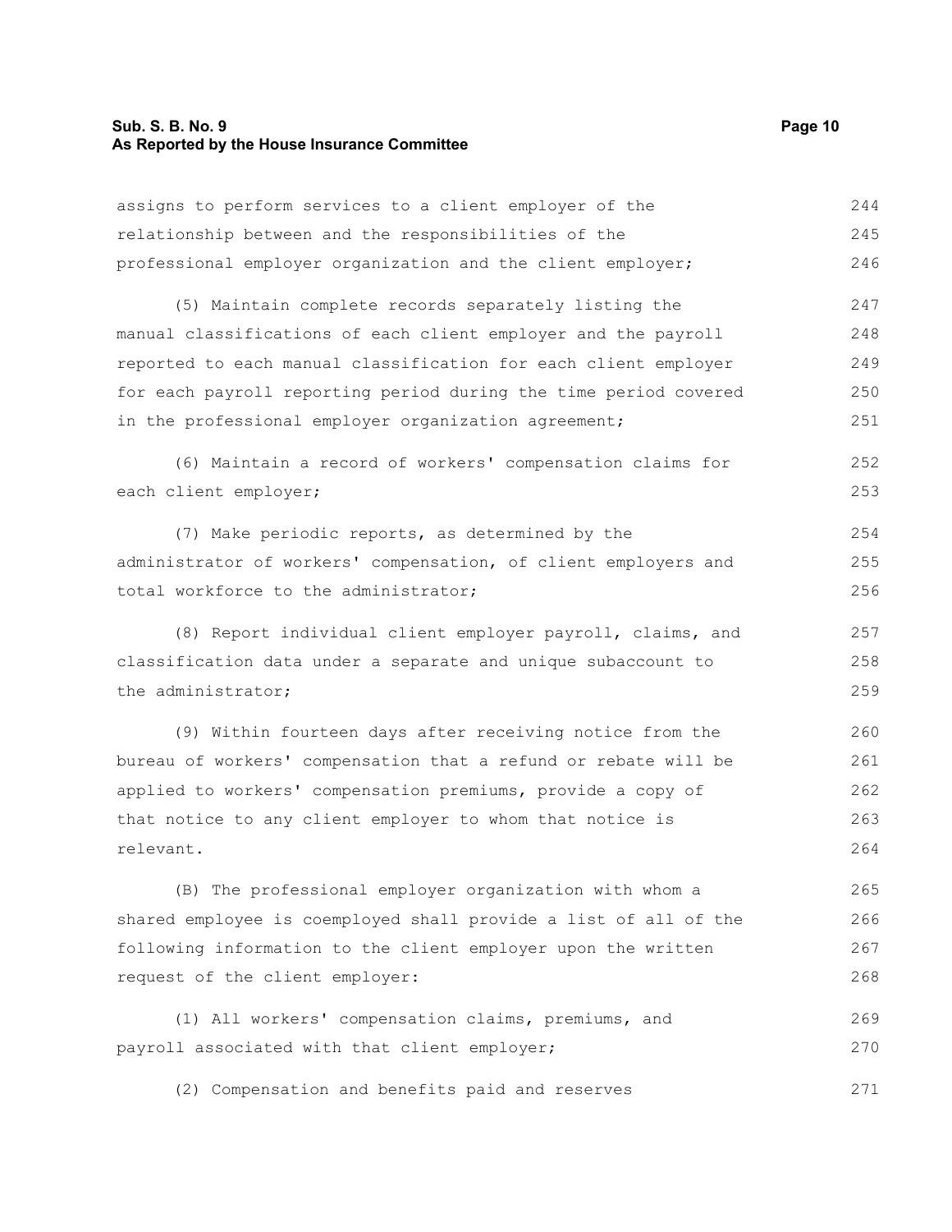assigns to perform services to a client employer of the relationship between and the responsibilities of the professional employer organization and the client employer;

(5) Maintain complete records separately listing the manual classifications of each client employer and the payroll reported to each manual classification for each client employer for each payroll reporting period during the time period covered in the professional employer organization agreement;

(6) Maintain a record of workers' compensation claims for each client employer;

(7) Make periodic reports, as determined by the administrator of workers' compensation, of client employers and total workforce to the administrator;

(8) Report individual client employer payroll, claims, and classification data under a separate and unique subaccount to the administrator;

(9) Within fourteen days after receiving notice from the bureau of workers' compensation that a refund or rebate will be applied to workers' compensation premiums, provide a copy of that notice to any client employer to whom that notice is relevant.

(B) The professional employer organization with whom a shared employee is coemployed shall provide a list of all of the following information to the client employer upon the written request of the client employer:

(1) All workers' compensation claims, premiums, and payroll associated with that client employer;

(2) Compensation and benefits paid and reserves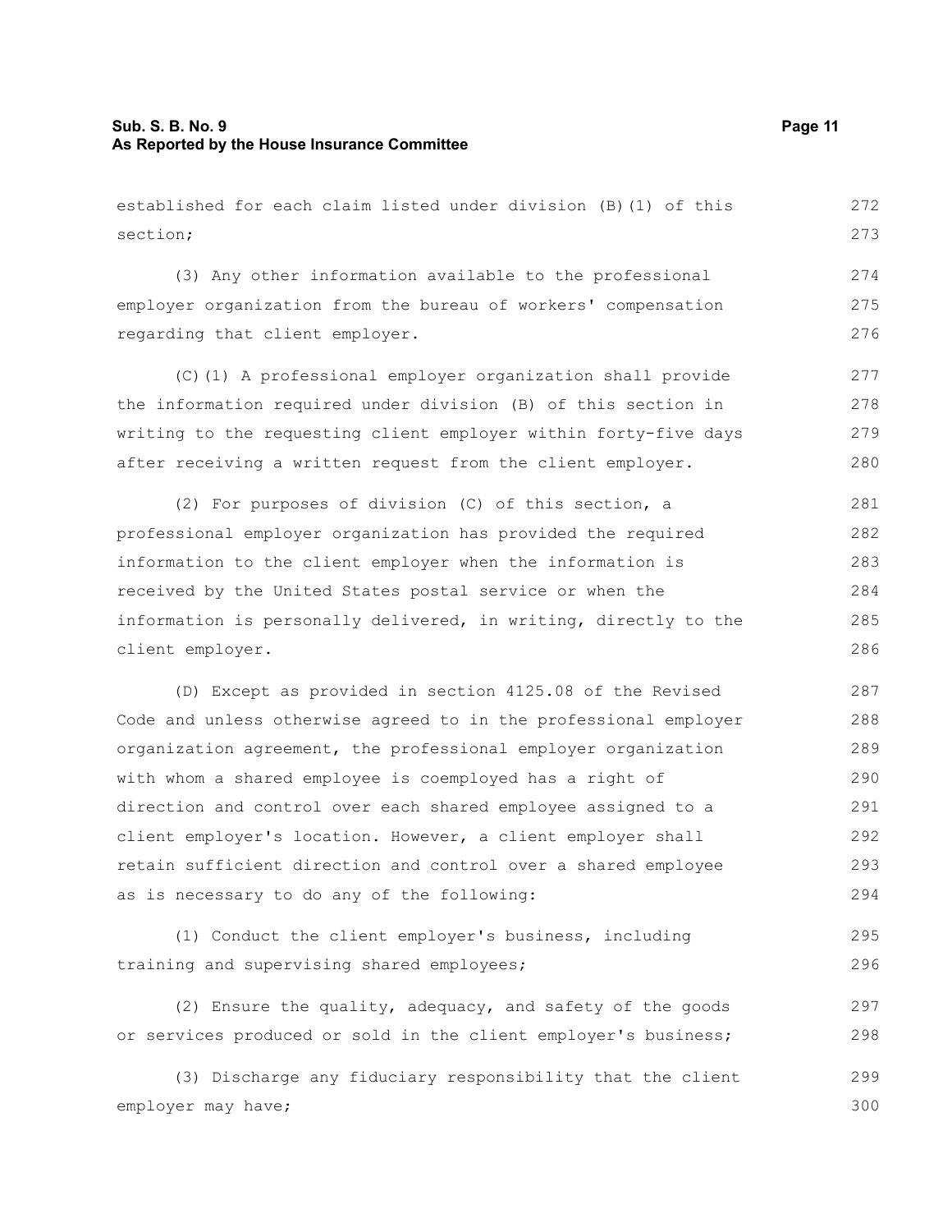established for each claim listed under division (B)(1) of this section;

(3) Any other information available to the professional employer organization from the bureau of workers' compensation regarding that client employer.

(C)(1) A professional employer organization shall provide the information required under division (B) of this section in writing to the requesting client employer within forty-five days after receiving a written request from the client employer.

(2) For purposes of division (C) of this section, a professional employer organization has provided the required information to the client employer when the information is received by the United States postal service or when the information is personally delivered, in writing, directly to the client employer.

(D) Except as provided in section 4125.08 of the Revised Code and unless otherwise agreed to in the professional employer organization agreement, the professional employer organization with whom a shared employee is coemployed has a right of direction and control over each shared employee assigned to a client employer's location. However, a client employer shall retain sufficient direction and control over a shared employee as is necessary to do any of the following:

(1) Conduct the client employer's business, including training and supervising shared employees;

(2) Ensure the quality, adequacy, and safety of the goods or services produced or sold in the client employer's business;

(3) Discharge any fiduciary responsibility that the client employer may have;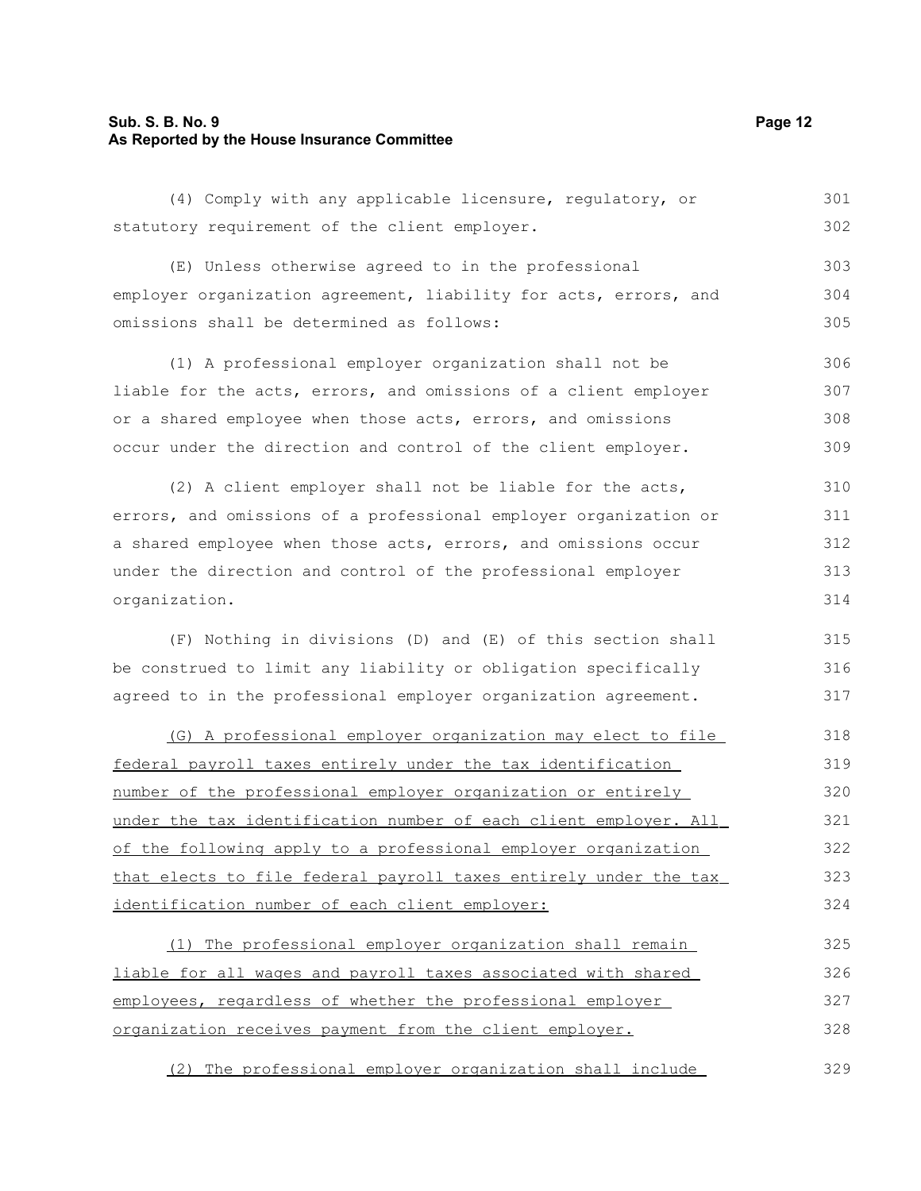(4) Comply with any applicable licensure, regulatory, or statutory requirement of the client employer.

(E) Unless otherwise agreed to in the professional employer organization agreement, liability for acts, errors, and omissions shall be determined as follows:

(1) A professional employer organization shall not be liable for the acts, errors, and omissions of a client employer or a shared employee when those acts, errors, and omissions occur under the direction and control of the client employer.

(2) A client employer shall not be liable for the acts, errors, and omissions of a professional employer organization or a shared employee when those acts, errors, and omissions occur under the direction and control of the professional employer organization.

(F) Nothing in divisions (D) and (E) of this section shall be construed to limit any liability or obligation specifically agreed to in the professional employer organization agreement.

<u>(G) A professional employer organization may elect to file federal payroll taxes entirely under the tax identification number of the professional employer organization or entirely under the tax identification number of each client employer. All of the following apply to a professional employer organization that elects to file federal payroll taxes entirely under the tax identification number of each client employer:</u>

<u>(1) The professional employer organization shall remain liable for all wages and payroll taxes associated with shared employees, regardless of whether the professional employer organization receives payment from the client employer.</u>

<u>(2) The professional employer organization shall include</u>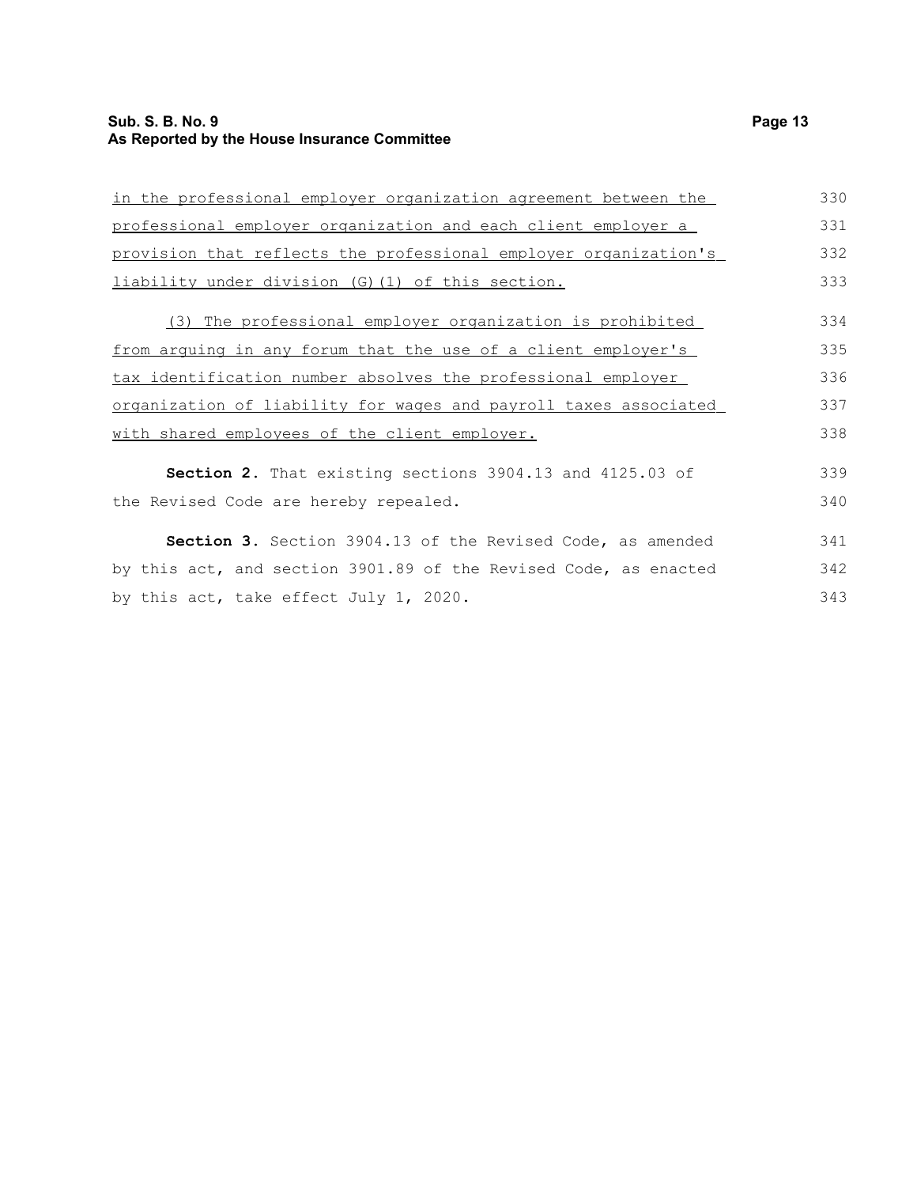in the professional employer organization agreement between the professional employer organization and each client employer a provision that reflects the professional employer organization's liability under division (G)(1) of this section.

(3) The professional employer organization is prohibited from arguing in any forum that the use of a client employer's tax identification number absolves the professional employer organization of liability for wages and payroll taxes associated with shared employees of the client employer.

**Section 2.** That existing sections 3904.13 and 4125.03 of the Revised Code are hereby repealed.

**Section 3.** Section 3904.13 of the Revised Code, as amended by this act, and section 3901.89 of the Revised Code, as enacted by this act, take effect July 1, 2020.